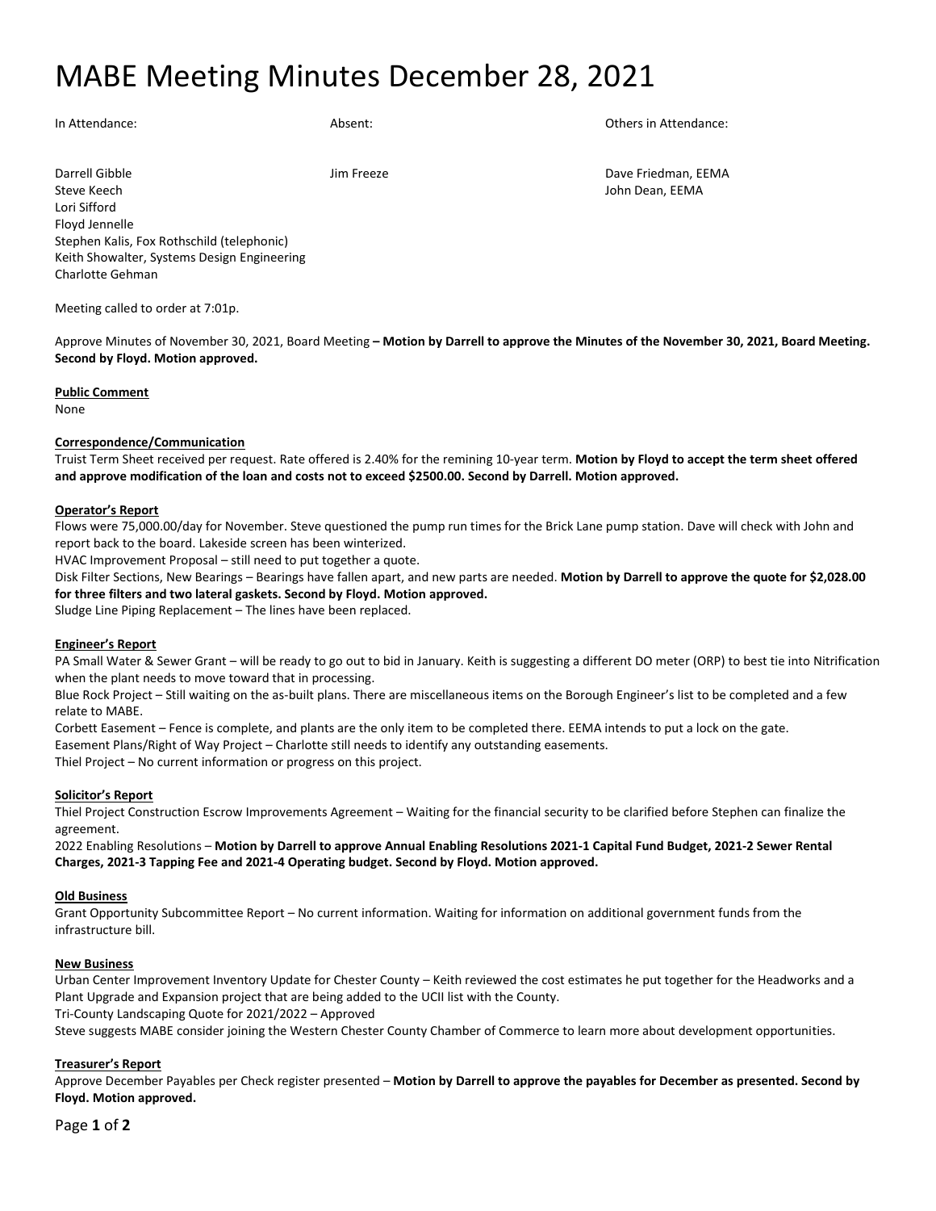# MABE Meeting Minutes December 28, 2021

| In Attendance: | Absent: | Others in Attendance: |
|---|---|---|
| Darrell Gibble | Jim Freeze | Dave Friedman, EEMA |
| Steve Keech | | John Dean, EEMA |
| Lori Sifford | | |
| Floyd Jennelle | | |
| Stephen Kalis, Fox Rothschild (telephonic) | | |
| Keith Showalter, Systems Design Engineering | | |
| Charlotte Gehman | | |

Meeting called to order at 7:01p.

Approve Minutes of November 30, 2021, Board Meeting **– Motion by Darrell to approve the Minutes of the November 30, 2021, Board Meeting. Second by Floyd. Motion approved.**

**Public Comment**

None

**Correspondence/Communication**

Truist Term Sheet received per request. Rate offered is 2.40% for the remining 10-year term. **Motion by Floyd to accept the term sheet offered and approve modification of the loan and costs not to exceed $2500.00. Second by Darrell. Motion approved.**

**Operator's Report**

Flows were 75,000.00/day for November. Steve questioned the pump run times for the Brick Lane pump station. Dave will check with John and report back to the board. Lakeside screen has been winterized.

HVAC Improvement Proposal – still need to put together a quote.

Disk Filter Sections, New Bearings – Bearings have fallen apart, and new parts are needed. **Motion by Darrell to approve the quote for $2,028.00 for three filters and two lateral gaskets. Second by Floyd. Motion approved.**

Sludge Line Piping Replacement – The lines have been replaced.

**Engineer's Report**

PA Small Water & Sewer Grant – will be ready to go out to bid in January. Keith is suggesting a different DO meter (ORP) to best tie into Nitrification when the plant needs to move toward that in processing.

Blue Rock Project – Still waiting on the as-built plans. There are miscellaneous items on the Borough Engineer's list to be completed and a few relate to MABE.

Corbett Easement – Fence is complete, and plants are the only item to be completed there. EEMA intends to put a lock on the gate.

Easement Plans/Right of Way Project – Charlotte still needs to identify any outstanding easements.

Thiel Project – No current information or progress on this project.

**Solicitor's Report**

Thiel Project Construction Escrow Improvements Agreement – Waiting for the financial security to be clarified before Stephen can finalize the agreement.

2022 Enabling Resolutions – **Motion by Darrell to approve Annual Enabling Resolutions 2021-1 Capital Fund Budget, 2021-2 Sewer Rental Charges, 2021-3 Tapping Fee and 2021-4 Operating budget. Second by Floyd. Motion approved.**

**Old Business**

Grant Opportunity Subcommittee Report – No current information. Waiting for information on additional government funds from the infrastructure bill.

**New Business**

Urban Center Improvement Inventory Update for Chester County – Keith reviewed the cost estimates he put together for the Headworks and a Plant Upgrade and Expansion project that are being added to the UCII list with the County.

Tri-County Landscaping Quote for 2021/2022 – Approved

Steve suggests MABE consider joining the Western Chester County Chamber of Commerce to learn more about development opportunities.

**Treasurer's Report**

Approve December Payables per Check register presented – **Motion by Darrell to approve the payables for December as presented. Second by Floyd. Motion approved.**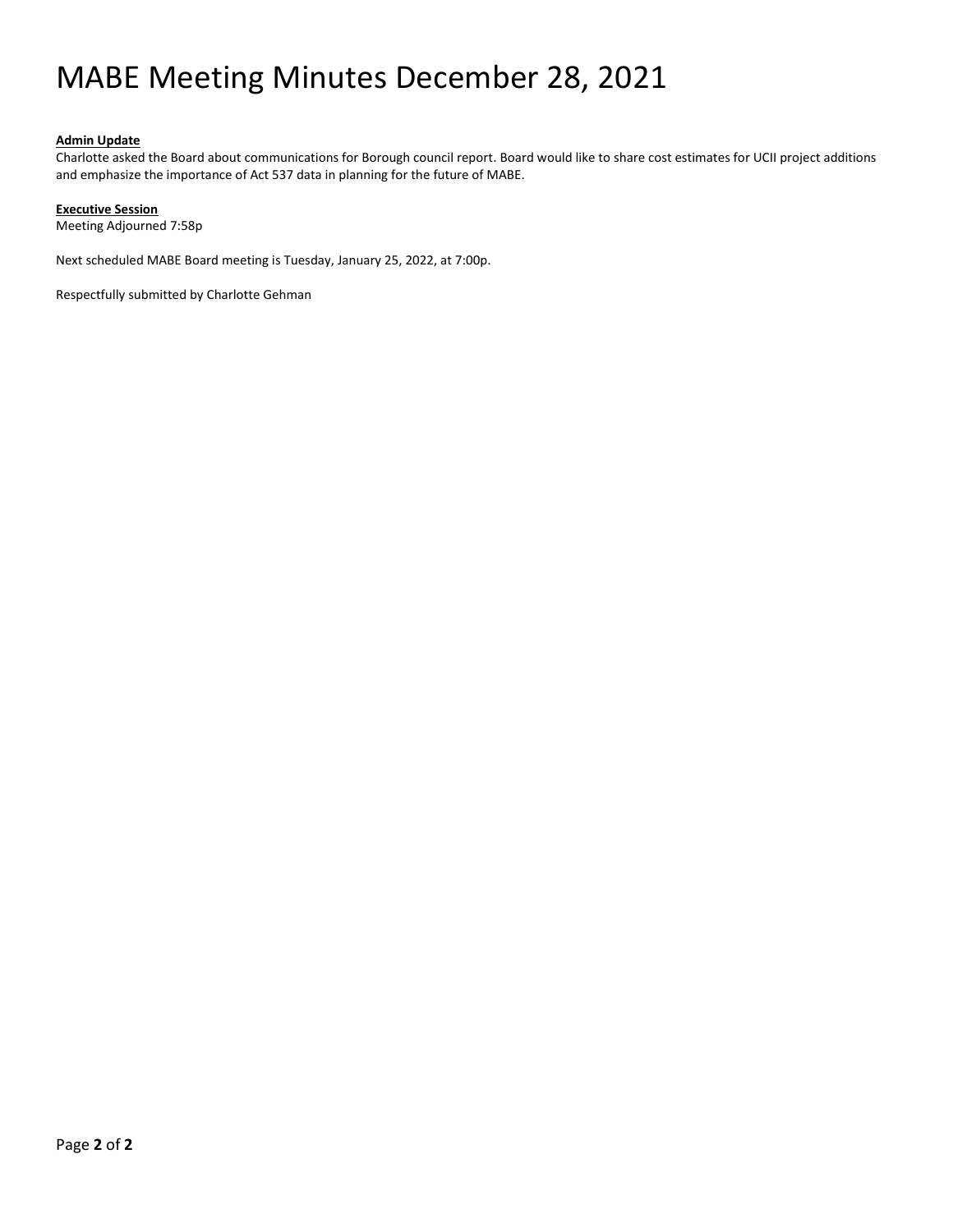# MABE Meeting Minutes December 28, 2021

**Admin Update**

Charlotte asked the Board about communications for Borough council report. Board would like to share cost estimates for UCII project additions and emphasize the importance of Act 537 data in planning for the future of MABE.

**Executive Session**

Meeting Adjourned 7:58p

Next scheduled MABE Board meeting is Tuesday, January 25, 2022, at 7:00p.

Respectfully submitted by Charlotte Gehman